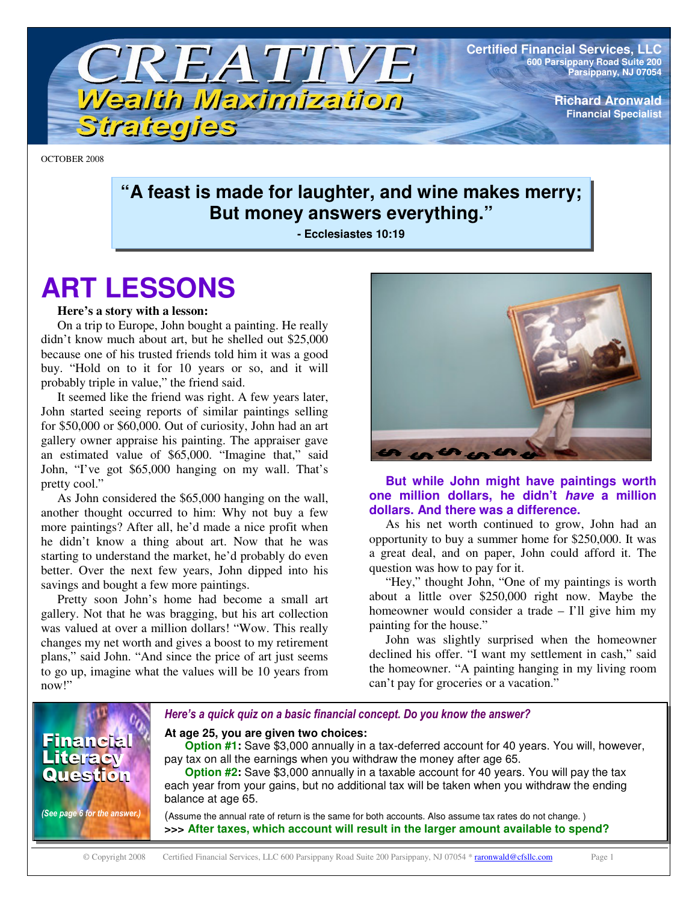# CREATIVE Wealth Maximization Strategies

**Certified Financial Services, LLC**
600 Parsippany Road Suite 200
Parsippany, NJ 07054

**Richard Aronwald**
Financial Specialist

OCTOBER 2008

> **"A feast is made for laughter, and wine makes merry;**
> **But money answers everything."**
> **- Ecclesiastes 10:19**

## ART LESSONS

**Here's a story with a lesson:**

On a trip to Europe, John bought a painting. He really didn't know much about art, but he shelled out $25,000 because one of his trusted friends told him it was a good buy. "Hold on to it for 10 years or so, and it will probably triple in value," the friend said.

It seemed like the friend was right. A few years later, John started seeing reports of similar paintings selling for $50,000 or $60,000. Out of curiosity, John had an art gallery owner appraise his painting. The appraiser gave an estimated value of $65,000. "Imagine that," said John, "I've got $65,000 hanging on my wall. That's pretty cool."

As John considered the $65,000 hanging on the wall, another thought occurred to him: Why not buy a few more paintings? After all, he'd made a nice profit when he didn't know a thing about art. Now that he was starting to understand the market, he'd probably do even better. Over the next few years, John dipped into his savings and bought a few more paintings.

Pretty soon John's home had become a small art gallery. Not that he was bragging, but his art collection was valued at over a million dollars! "Wow. This really changes my net worth and gives a boost to my retirement plans," said John. "And since the price of art just seems to go up, imagine what the values will be 10 years from now!"

**But while John might have paintings worth one million dollars, he didn't *have* a million dollars. And there was a difference.**

As his net worth continued to grow, John had an opportunity to buy a summer home for $250,000. It was a great deal, and on paper, John could afford it. The question was how to pay for it.

"Hey," thought John, "One of my paintings is worth about a little over $250,000 right now. Maybe the homeowner would consider a trade – I'll give him my painting for the house."

John was slightly surprised when the homeowner declined his offer. "I want my settlement in cash," said the homeowner. "A painting hanging in my living room can't pay for groceries or a vacation."

---

### Financial Literacy Question

*(See page 6 for the answer.)*

***Here's a quick quiz on a basic financial concept. Do you know the answer?***

**At age 25, you are given two choices:**

**Option #1:** Save $3,000 annually in a tax-deferred account for 40 years. You will, however, pay tax on all the earnings when you withdraw the money after age 65.

**Option #2:** Save $3,000 annually in a taxable account for 40 years. You will pay the tax each year from your gains, but no additional tax will be taken when you withdraw the ending balance at age 65.

(Assume the annual rate of return is the same for both accounts. Also assume tax rates do not change.)

**>>> After taxes, which account will result in the larger amount available to spend?**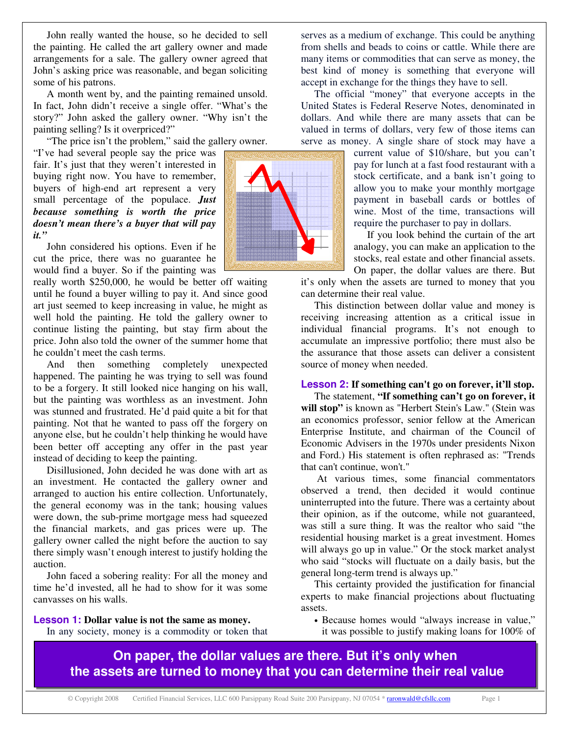John really wanted the house, so he decided to sell the painting. He called the art gallery owner and made arrangements for a sale. The gallery owner agreed that John's asking price was reasonable, and began soliciting some of his patrons.

A month went by, and the painting remained unsold. In fact, John didn't receive a single offer. "What's the story?" John asked the gallery owner. "Why isn't the painting selling? Is it overpriced?"

"The price isn't the problem," said the gallery owner. "I've had several people say the price was fair. It's just that they weren't interested in buying right now. You have to remember, buyers of high-end art represent a very small percentage of the populace. ***Just because something is worth the price doesn't mean there's a buyer that will pay it."***

John considered his options. Even if he cut the price, there was no guarantee he would find a buyer. So if the painting was really worth $250,000, he would be better off waiting until he found a buyer willing to pay it. And since good art just seemed to keep increasing in value, he might as well hold the painting. He told the gallery owner to continue listing the painting, but stay firm about the price. John also told the owner of the summer home that he couldn't meet the cash terms.

And then something completely unexpected happened. The painting he was trying to sell was found to be a forgery. It still looked nice hanging on his wall, but the painting was worthless as an investment. John was stunned and frustrated. He'd paid quite a bit for that painting. Not that he wanted to pass off the forgery on anyone else, but he couldn't help thinking he would have been better off accepting any offer in the past year instead of deciding to keep the painting.

Disillusioned, John decided he was done with art as an investment. He contacted the gallery owner and arranged to auction his entire collection. Unfortunately, the general economy was in the tank; housing values were down, the sub-prime mortgage mess had squeezed the financial markets, and gas prices were up. The gallery owner called the night before the auction to say there simply wasn't enough interest to justify holding the auction.

John faced a sobering reality: For all the money and time he'd invested, all he had to show for it was some canvasses on his walls.

**Lesson 1: Dollar value is not the same as money.**

In any society, money is a commodity or token that serves as a medium of exchange. This could be anything from shells and beads to coins or cattle. While there are many items or commodities that can serve as money, the best kind of money is something that everyone will accept in exchange for the things they have to sell.

The official "money" that everyone accepts in the United States is Federal Reserve Notes, denominated in dollars. And while there are many assets that can be valued in terms of dollars, very few of those items can serve as money. A single share of stock may have a current value of $10/share, but you can't pay for lunch at a fast food restaurant with a stock certificate, and a bank isn't going to allow you to make your monthly mortgage payment in baseball cards or bottles of wine. Most of the time, transactions will require the purchaser to pay in dollars.

If you look behind the curtain of the art analogy, you can make an application to the stocks, real estate and other financial assets. On paper, the dollar values are there. But it's only when the assets are turned to money that you can determine their real value.

This distinction between dollar value and money is receiving increasing attention as a critical issue in individual financial programs. It's not enough to accumulate an impressive portfolio; there must also be the assurance that those assets can deliver a consistent source of money when needed.

**Lesson 2: If something can't go on forever, it'll stop.**

The statement, **"If something can't go on forever, it will stop"** is known as "Herbert Stein's Law." (Stein was an economics professor, senior fellow at the American Enterprise Institute, and chairman of the Council of Economic Advisers in the 1970s under presidents Nixon and Ford.) His statement is often rephrased as: "Trends that can't continue, won't."

At various times, some financial commentators observed a trend, then decided it would continue uninterrupted into the future. There was a certainty about their opinion, as if the outcome, while not guaranteed, was still a sure thing. It was the realtor who said "the residential housing market is a great investment. Homes will always go up in value." Or the stock market analyst who said "stocks will fluctuate on a daily basis, but the general long-term trend is always up."

This certainty provided the justification for financial experts to make financial projections about fluctuating assets.

- Because homes would "always increase in value," it was possible to justify making loans for 100% of

**On paper, the dollar values are there. But it's only when the assets are turned to money that you can determine their real value**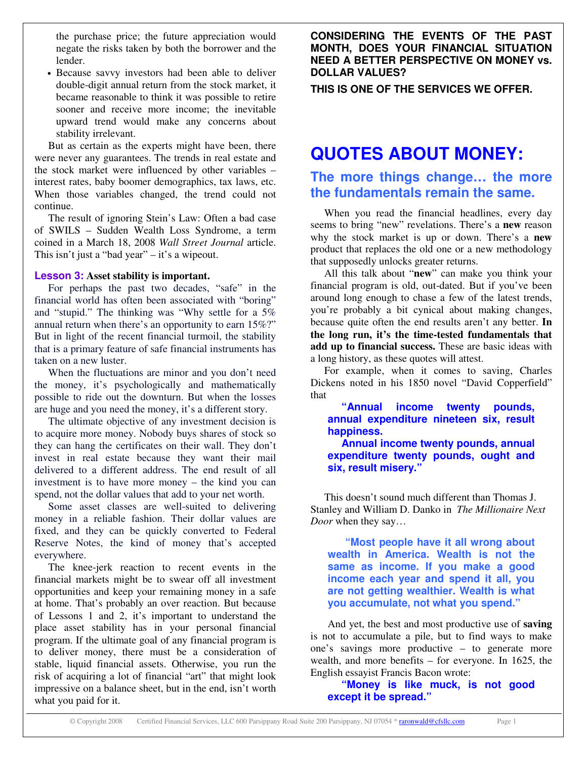the purchase price; the future appreciation would negate the risks taken by both the borrower and the lender.

- Because savvy investors had been able to deliver double-digit annual return from the stock market, it became reasonable to think it was possible to retire sooner and receive more income; the inevitable upward trend would make any concerns about stability irrelevant.

But as certain as the experts might have been, there were never any guarantees. The trends in real estate and the stock market were influenced by other variables – interest rates, baby boomer demographics, tax laws, etc. When those variables changed, the trend could not continue.

The result of ignoring Stein's Law: Often a bad case of SWILS – Sudden Wealth Loss Syndrome, a term coined in a March 18, 2008 *Wall Street Journal* article. This isn't just a "bad year" – it's a wipeout.

**Lesson 3: Asset stability is important.**

For perhaps the past two decades, "safe" in the financial world has often been associated with "boring" and "stupid." The thinking was "Why settle for a 5% annual return when there's an opportunity to earn 15%?" But in light of the recent financial turmoil, the stability that is a primary feature of safe financial instruments has taken on a new luster.

When the fluctuations are minor and you don't need the money, it's psychologically and mathematically possible to ride out the downturn. But when the losses are huge and you need the money, it's a different story.

The ultimate objective of any investment decision is to acquire more money. Nobody buys shares of stock so they can hang the certificates on their wall. They don't invest in real estate because they want their mail delivered to a different address. The end result of all investment is to have more money – the kind you can spend, not the dollar values that add to your net worth.

Some asset classes are well-suited to delivering money in a reliable fashion. Their dollar values are fixed, and they can be quickly converted to Federal Reserve Notes, the kind of money that's accepted everywhere.

The knee-jerk reaction to recent events in the financial markets might be to swear off all investment opportunities and keep your remaining money in a safe at home. That's probably an over reaction. But because of Lessons 1 and 2, it's important to understand the place asset stability has in your personal financial program. If the ultimate goal of any financial program is to deliver money, there must be a consideration of stable, liquid financial assets. Otherwise, you run the risk of acquiring a lot of financial "art" that might look impressive on a balance sheet, but in the end, isn't worth what you paid for it.

**CONSIDERING THE EVENTS OF THE PAST MONTH, DOES YOUR FINANCIAL SITUATION NEED A BETTER PERSPECTIVE ON MONEY vs. DOLLAR VALUES?**

**THIS IS ONE OF THE SERVICES WE OFFER.**

# QUOTES ABOUT MONEY:

## The more things change… the more the fundamentals remain the same.

When you read the financial headlines, every day seems to bring "new" revelations. There's a **new** reason why the stock market is up or down. There's a **new** product that replaces the old one or a new methodology that supposedly unlocks greater returns.

All this talk about "**new**" can make you think your financial program is old, out-dated. But if you've been around long enough to chase a few of the latest trends, you're probably a bit cynical about making changes, because quite often the end results aren't any better. **In the long run, it's the time-tested fundamentals that add up to financial success.** These are basic ideas with a long history, as these quotes will attest.

For example, when it comes to saving, Charles Dickens noted in his 1850 novel "David Copperfield" that

> **"Annual income twenty pounds, annual expenditure nineteen six, result happiness.**
> **Annual income twenty pounds, annual expenditure twenty pounds, ought and six, result misery."**

This doesn't sound much different than Thomas J. Stanley and William D. Danko in *The Millionaire Next Door* when they say…

> **"Most people have it all wrong about wealth in America. Wealth is not the same as income. If you make a good income each year and spend it all, you are not getting wealthier. Wealth is what you accumulate, not what you spend."**

And yet, the best and most productive use of **saving** is not to accumulate a pile, but to find ways to make one's savings more productive – to generate more wealth, and more benefits – for everyone. In 1625, the English essayist Francis Bacon wrote:

> **"Money is like muck, is not good except it be spread."**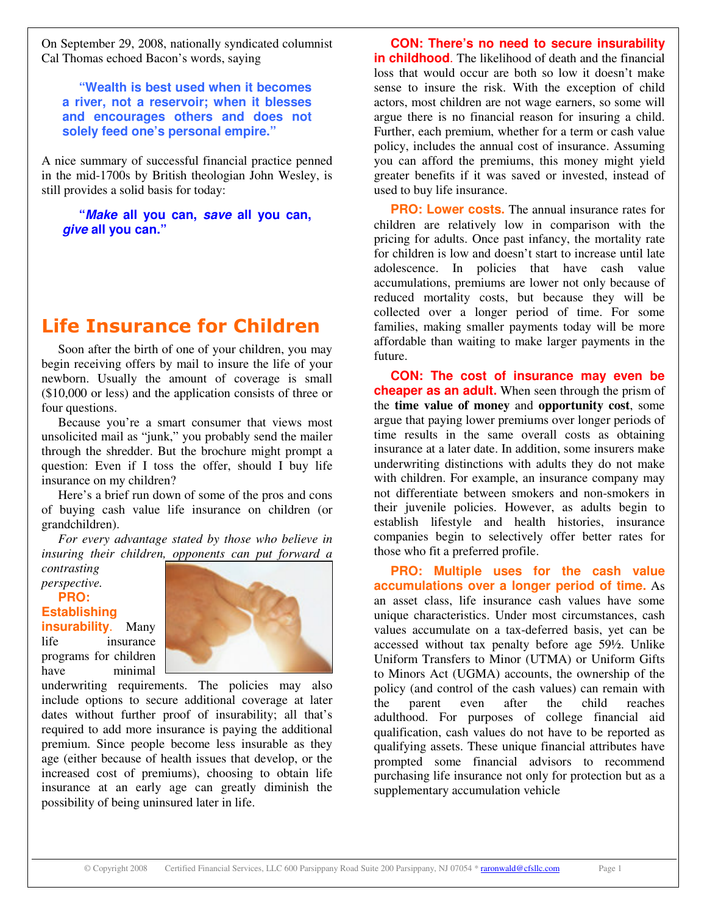On September 29, 2008, nationally syndicated columnist Cal Thomas echoed Bacon's words, saying

> **"Wealth is best used when it becomes a river, not a reservoir; when it blesses and encourages others and does not solely feed one's personal empire."**

A nice summary of successful financial practice penned in the mid-1700s by British theologian John Wesley, is still provides a solid basis for today:

> **"*Make* all you can, *save* all you can, *give* all you can."**

# Life Insurance for Children

Soon after the birth of one of your children, you may begin receiving offers by mail to insure the life of your newborn. Usually the amount of coverage is small ($10,000 or less) and the application consists of three or four questions.

Because you're a smart consumer that views most unsolicited mail as "junk," you probably send the mailer through the shredder. But the brochure might prompt a question: Even if I toss the offer, should I buy life insurance on my children?

Here's a brief run down of some of the pros and cons of buying cash value life insurance on children (or grandchildren).

*For every advantage stated by those who believe in insuring their children, <u>opponents can put forward a</u> contrasting perspective.*

**PRO: Establishing insurability**. Many life insurance programs for children have minimal underwriting requirements. The policies may also include options to secure additional coverage at later dates without further proof of insurability; all that's required to add more insurance is paying the additional premium. Since people become less insurable as they age (either because of health issues that develop, or the increased cost of premiums), choosing to obtain life insurance at an early age can greatly diminish the possibility of being uninsured later in life.

**CON: There's no need to secure insurability in childhood**. The likelihood of death and the financial loss that would occur are both so low it doesn't make sense to insure the risk. With the exception of child actors, most children are not wage earners, so some will argue there is no financial reason for insuring a child. Further, each premium, whether for a term or cash value policy, includes the annual cost of insurance. Assuming you can afford the premiums, this money might yield greater benefits if it was saved or invested, instead of used to buy life insurance.

**PRO: Lower costs.** The annual insurance rates for children are relatively low in comparison with the pricing for adults. Once past infancy, the mortality rate for children is low and doesn't start to increase until late adolescence. In policies that have cash value accumulations, premiums are lower not only because of reduced mortality costs, but because they will be collected over a longer period of time. For some families, making smaller payments today will be more affordable than waiting to make larger payments in the future.

**CON: The cost of insurance may even be cheaper as an adult.** When seen through the prism of the **time value of money** and **opportunity cost**, some argue that paying lower premiums over longer periods of time results in the same overall costs as obtaining insurance at a later date. In addition, some insurers make underwriting distinctions with adults they do not make with children. For example, an insurance company may not differentiate between smokers and non-smokers in their juvenile policies. However, as adults begin to establish lifestyle and health histories, insurance companies begin to selectively offer better rates for those who fit a preferred profile.

**PRO: Multiple uses for the cash value accumulations over a longer period of time.** As an asset class, life insurance cash values have some unique characteristics. Under most circumstances, cash values accumulate on a tax-deferred basis, yet can be accessed without tax penalty before age 59½. Unlike Uniform Transfers to Minor (UTMA) or Uniform Gifts to Minors Act (UGMA) accounts, the ownership of the policy (and control of the cash values) can remain with the parent even after the child reaches adulthood. For purposes of college financial aid qualification, cash values do not have to be reported as qualifying assets. These unique financial attributes have prompted some financial advisors to recommend purchasing life insurance not only for protection but as a supplementary accumulation vehicle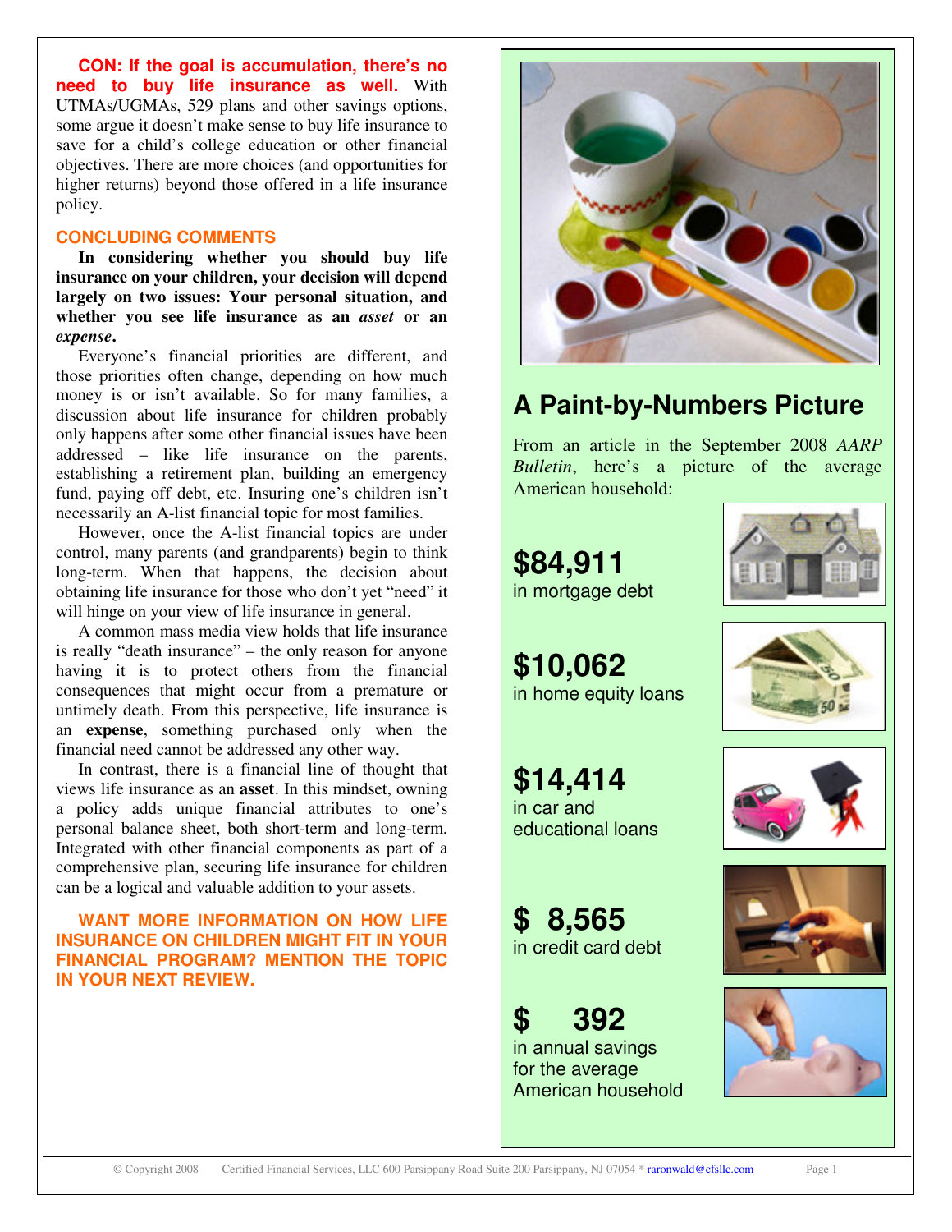**CON: If the goal is accumulation, there's no need to buy life insurance as well.** With UTMAs/UGMAs, 529 plans and other savings options, some argue it doesn't make sense to buy life insurance to save for a child's college education or other financial objectives. There are more choices (and opportunities for higher returns) beyond those offered in a life insurance policy.

## CONCLUDING COMMENTS

**In considering whether you should buy life insurance on your children, your decision will depend largely on two issues: Your personal situation, and whether you see life insurance as an *asset* or an *expense*.**

Everyone's financial priorities are different, and those priorities often change, depending on how much money is or isn't available. So for many families, a discussion about life insurance for children probably only happens after some other financial issues have been addressed – like life insurance on the parents, establishing a retirement plan, building an emergency fund, paying off debt, etc. Insuring one's children isn't necessarily an A-list financial topic for most families.

However, once the A-list financial topics are under control, many parents (and grandparents) begin to think long-term. When that happens, the decision about obtaining life insurance for those who don't yet "need" it will hinge on your view of life insurance in general.

A common mass media view holds that life insurance is really "death insurance" – the only reason for anyone having it is to protect others from the financial consequences that might occur from a premature or untimely death. From this perspective, life insurance is an **expense**, something purchased only when the financial need cannot be addressed any other way.

In contrast, there is a financial line of thought that views life insurance as an **asset**. In this mindset, owning a policy adds unique financial attributes to one's personal balance sheet, both short-term and long-term. Integrated with other financial components as part of a comprehensive plan, securing life insurance for children can be a logical and valuable addition to your assets.

**WANT MORE INFORMATION ON HOW LIFE INSURANCE ON CHILDREN MIGHT FIT IN YOUR FINANCIAL PROGRAM? MENTION THE TOPIC IN YOUR NEXT REVIEW.**

## A Paint-by-Numbers Picture

From an article in the September 2008 *AARP Bulletin*, here's a picture of the average American household:

**$84,911**
in mortgage debt

**$10,062**
in home equity loans

**$14,414**
in car and educational loans

**$ 8,565**
in credit card debt

**$ 392**
in annual savings for the average American household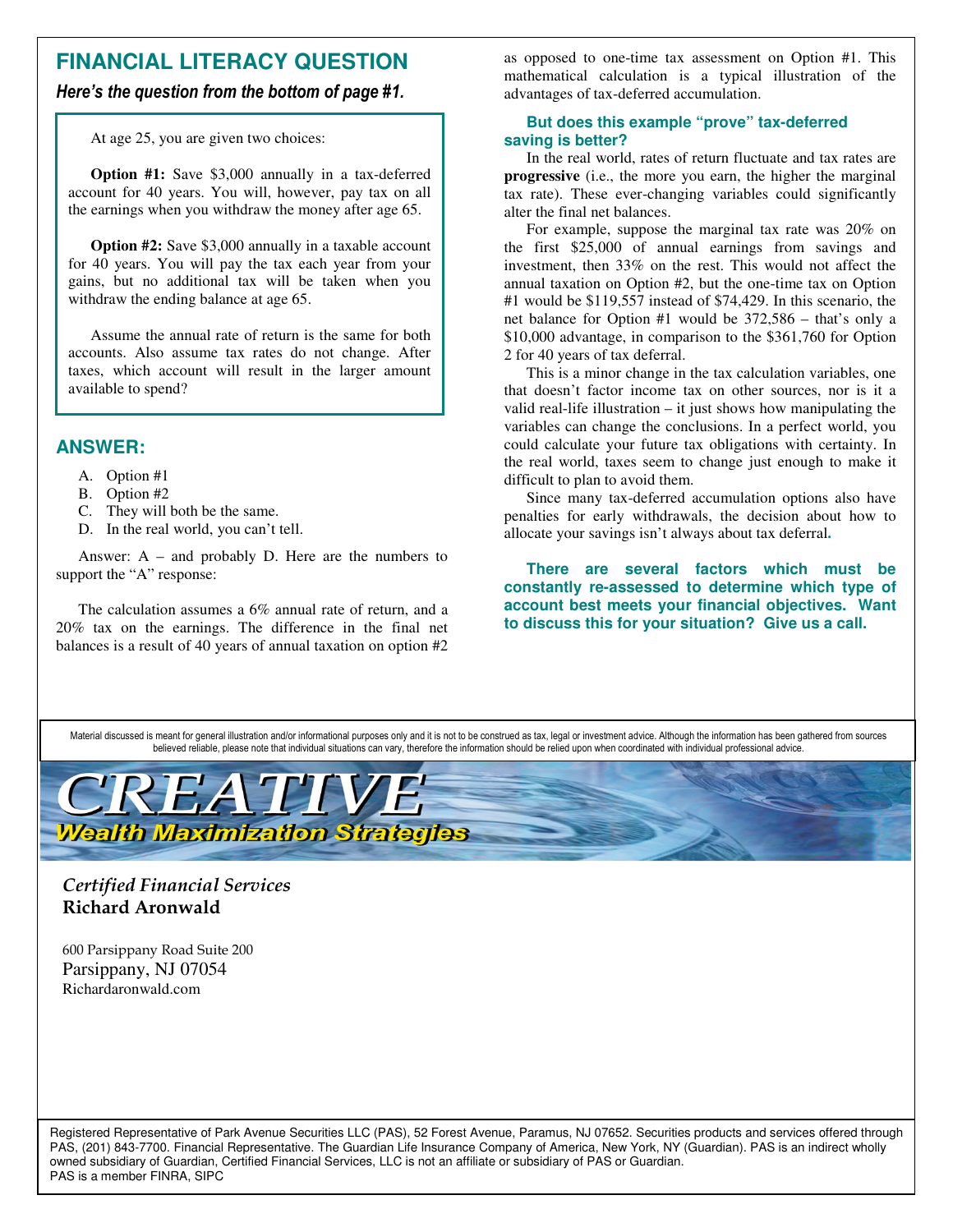## FINANCIAL LITERACY QUESTION

***Here's the question from the bottom of page #1.***

At age 25, you are given two choices:

**Option #1:** Save $3,000 annually in a tax-deferred account for 40 years. You will, however, pay tax on all the earnings when you withdraw the money after age 65.

**Option #2:** Save $3,000 annually in a taxable account for 40 years. You will pay the tax each year from your gains, but no additional tax will be taken when you withdraw the ending balance at age 65.

Assume the annual rate of return is the same for both accounts. Also assume tax rates do not change. After taxes, which account will result in the larger amount available to spend?

## ANSWER:

A. Option #1
B. Option #2
C. They will both be the same.
D. In the real world, you can't tell.

Answer: A – and probably D. Here are the numbers to support the "A" response:

The calculation assumes a 6% annual rate of return, and a 20% tax on the earnings. The difference in the final net balances is a result of 40 years of annual taxation on option #2 as opposed to one-time tax assessment on Option #1. This mathematical calculation is a typical illustration of the advantages of tax-deferred accumulation.

### But does this example "prove" tax-deferred saving is better?

In the real world, rates of return fluctuate and tax rates are **progressive** (i.e., the more you earn, the higher the marginal tax rate). These ever-changing variables could significantly alter the final net balances.

For example, suppose the marginal tax rate was 20% on the first $25,000 of annual earnings from savings and investment, then 33% on the rest. This would not affect the annual taxation on Option #2, but the one-time tax on Option #1 would be $119,557 instead of $74,429. In this scenario, the net balance for Option #1 would be 372,586 – that's only a $10,000 advantage, in comparison to the $361,760 for Option 2 for 40 years of tax deferral.

This is a minor change in the tax calculation variables, one that doesn't factor income tax on other sources, nor is it a valid real-life illustration – it just shows how manipulating the variables can change the conclusions. In a perfect world, you could calculate your future tax obligations with certainty. In the real world, taxes seem to change just enough to make it difficult to plan to avoid them.

Since many tax-deferred accumulation options also have penalties for early withdrawals, the decision about how to allocate your savings isn't always about tax deferral.

**There are several factors which must be constantly re-assessed to determine which type of account best meets your financial objectives. Want to discuss this for your situation? Give us a call.**

Material discussed is meant for general illustration and/or informational purposes only and it is not to be construed as tax, legal or investment advice. Although the information has been gathered from sources believed reliable, please note that individual situations can vary, therefore the information should be relied upon when coordinated with individual professional advice.

**CREATIVE**
***Wealth Maximization Strategies***

*Certified Financial Services*
**Richard Aronwald**

600 Parsippany Road Suite 200
Parsippany, NJ 07054
Richardaronwald.com

Registered Representative of Park Avenue Securities LLC (PAS), 52 Forest Avenue, Paramus, NJ 07652. Securities products and services offered through PAS, (201) 843-7700. Financial Representative. The Guardian Life Insurance Company of America, New York, NY (Guardian). PAS is an indirect wholly owned subsidiary of Guardian, Certified Financial Services, LLC is not an affiliate or subsidiary of PAS or Guardian.
PAS is a member FINRA, SIPC